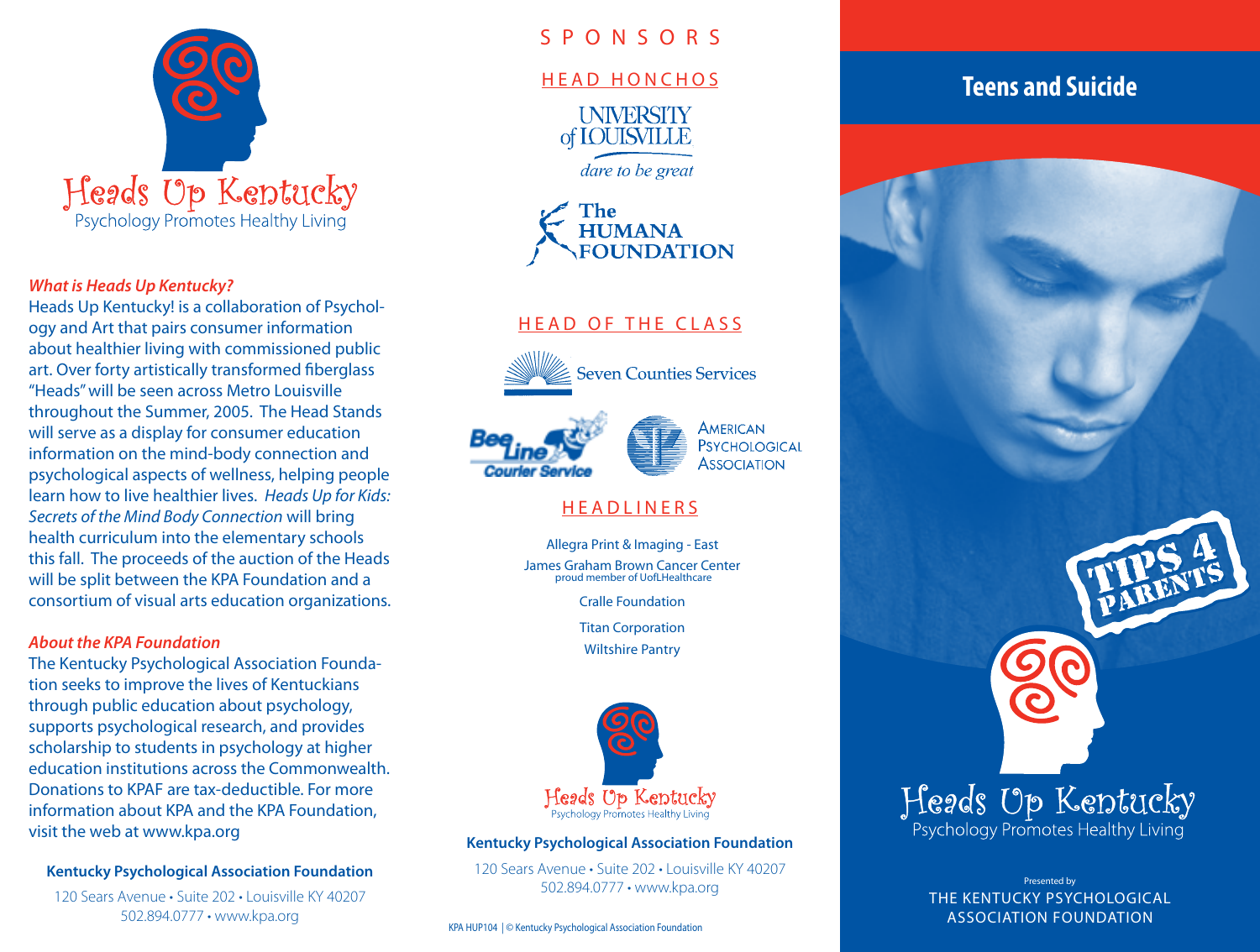# Heads Up Kentucky

Psychology Promotes Healthy Living

***What is Heads Up Kentucky?***

Heads Up Kentucky! is a collaboration of Psychology and Art that pairs consumer information about healthier living with commissioned public art. Over forty artistically transformed fiberglass "Heads" will be seen across Metro Louisville throughout the Summer, 2005. The Head Stands will serve as a display for consumer education information on the mind-body connection and psychological aspects of wellness, helping people learn how to live healthier lives. *Heads Up for Kids: Secrets of the Mind Body Connection* will bring health curriculum into the elementary schools this fall. The proceeds of the auction of the Heads will be split between the KPA Foundation and a consortium of visual arts education organizations.

***About the KPA Foundation***

The Kentucky Psychological Association Foundation seeks to improve the lives of Kentuckians through public education about psychology, supports psychological research, and provides scholarship to students in psychology at higher education institutions across the Commonwealth. Donations to KPAF are tax-deductible. For more information about KPA and the KPA Foundation, visit the web at www.kpa.org

**Kentucky Psychological Association Foundation**

120 Sears Avenue • Suite 202 • Louisville KY 40207
502.894.0777 • www.kpa.org

## SPONSORS

### HEAD HONCHOS

University of Louisville — dare to be great

The Humana Foundation

### HEAD OF THE CLASS

Seven Counties Services

Bee Line Courier Service

American Psychological Association

### HEADLINERS

Allegra Print & Imaging - East

James Graham Brown Cancer Center
proud member of UofLHealthcare

Cralle Foundation

Titan Corporation

Wiltshire Pantry

Heads Up Kentucky
Psychology Promotes Healthy Living

**Kentucky Psychological Association Foundation**

120 Sears Avenue • Suite 202 • Louisville KY 40207
502.894.0777 • www.kpa.org

KPA HUP104 | © Kentucky Psychological Association Foundation

# Teens and Suicide

TIPS 4 PARENTS

Heads Up Kentucky
Psychology Promotes Healthy Living

Presented by
THE KENTUCKY PSYCHOLOGICAL ASSOCIATION FOUNDATION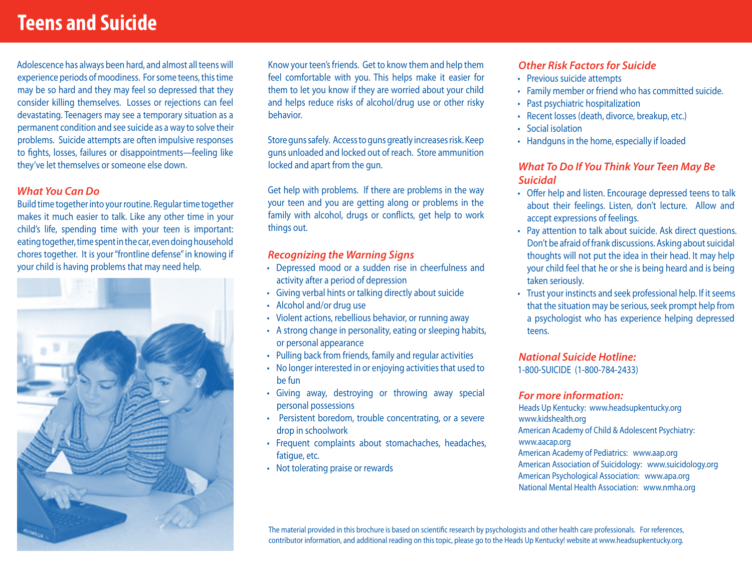# Teens and Suicide

Adolescence has always been hard, and almost all teens will experience periods of moodiness. For some teens, this time may be so hard and they may feel so depressed that they consider killing themselves. Losses or rejections can feel devastating. Teenagers may see a temporary situation as a permanent condition and see suicide as a way to solve their problems. Suicide attempts are often impulsive responses to fights, losses, failures or disappointments—feeling like they've let themselves or someone else down.

## *What You Can Do*

Build time together into your routine. Regular time together makes it much easier to talk. Like any other time in your child's life, spending time with your teen is important: eating together, time spent in the car, even doing household chores together. It is your "frontline defense" in knowing if your child is having problems that may need help.

Know your teen's friends. Get to know them and help them feel comfortable with you. This helps make it easier for them to let you know if they are worried about your child and helps reduce risks of alcohol/drug use or other risky behavior.

Store guns safely. Access to guns greatly increases risk. Keep guns unloaded and locked out of reach. Store ammunition locked and apart from the gun.

Get help with problems. If there are problems in the way your teen and you are getting along or problems in the family with alcohol, drugs or conflicts, get help to work things out.

## *Recognizing the Warning Signs*

- Depressed mood or a sudden rise in cheerfulness and activity after a period of depression
- Giving verbal hints or talking directly about suicide
- Alcohol and/or drug use
- Violent actions, rebellious behavior, or running away
- A strong change in personality, eating or sleeping habits, or personal appearance
- Pulling back from friends, family and regular activities
- No longer interested in or enjoying activities that used to be fun
- Giving away, destroying or throwing away special personal possessions
- Persistent boredom, trouble concentrating, or a severe drop in schoolwork
- Frequent complaints about stomachaches, headaches, fatigue, etc.
- Not tolerating praise or rewards

## *Other Risk Factors for Suicide*

- Previous suicide attempts
- Family member or friend who has committed suicide.
- Past psychiatric hospitalization
- Recent losses (death, divorce, breakup, etc.)
- Social isolation
- Handguns in the home, especially if loaded

## *What To Do If You Think Your Teen May Be Suicidal*

- Offer help and listen. Encourage depressed teens to talk about their feelings. Listen, don't lecture. Allow and accept expressions of feelings.
- Pay attention to talk about suicide. Ask direct questions. Don't be afraid of frank discussions. Asking about suicidal thoughts will not put the idea in their head. It may help your child feel that he or she is being heard and is being taken seriously.
- Trust your instincts and seek professional help. If it seems that the situation may be serious, seek prompt help from a psychologist who has experience helping depressed teens.

## *National Suicide Hotline:*

1-800-SUICIDE (1-800-784-2433)

## *For more information:*

Heads Up Kentucky: www.headsupkentucky.org
www.kidshealth.org
American Academy of Child & Adolescent Psychiatry: www.aacap.org
American Academy of Pediatrics: www.aap.org
American Association of Suicidology: www.suicidology.org
American Psychological Association: www.apa.org
National Mental Health Association: www.nmha.org

The material provided in this brochure is based on scientific research by psychologists and other health care professionals. For references, contributor information, and additional reading on this topic, please go to the Heads Up Kentucky! website at www.headsupkentucky.org.